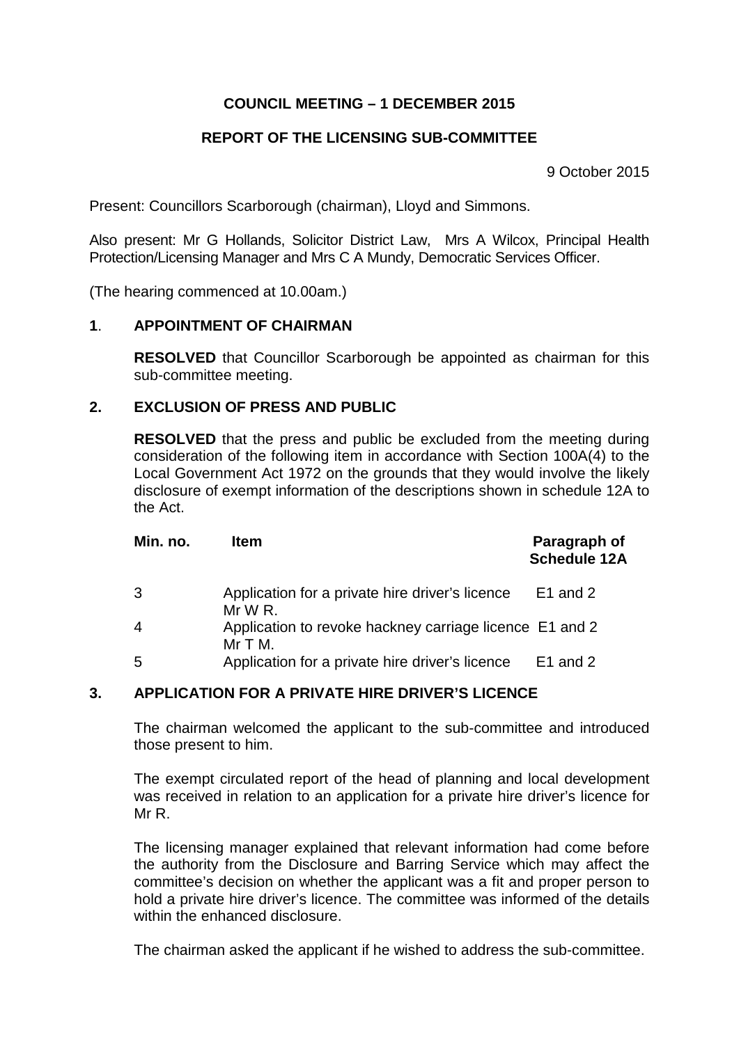**COUNCIL MEETING – 1 DECEMBER 2015**

**REPORT OF THE LICENSING SUB-COMMITTEE**

9 October 2015

Present: Councillors Scarborough (chairman), Lloyd and Simmons.

Also present: Mr G Hollands, Solicitor District Law, Mrs A Wilcox, Principal Health Protection/Licensing Manager and Mrs C A Mundy, Democratic Services Officer.

(The hearing commenced at 10.00am.)

## 1. APPOINTMENT OF CHAIRMAN

**RESOLVED** that Councillor Scarborough be appointed as chairman for this sub-committee meeting.

## 2. EXCLUSION OF PRESS AND PUBLIC

**RESOLVED** that the press and public be excluded from the meeting during consideration of the following item in accordance with Section 100A(4) to the Local Government Act 1972 on the grounds that they would involve the likely disclosure of exempt information of the descriptions shown in schedule 12A to the Act.

| Min. no. | Item | Paragraph of Schedule 12A |
|---|---|---|
| 3 | Application for a private hire driver's licence Mr W R. | E1 and 2 |
| 4 | Application to revoke hackney carriage licence Mr T M. | E1 and 2 |
| 5 | Application for a private hire driver's licence | E1 and 2 |

## 3. APPLICATION FOR A PRIVATE HIRE DRIVER'S LICENCE

The chairman welcomed the applicant to the sub-committee and introduced those present to him.

The exempt circulated report of the head of planning and local development was received in relation to an application for a private hire driver's licence for Mr R.

The licensing manager explained that relevant information had come before the authority from the Disclosure and Barring Service which may affect the committee's decision on whether the applicant was a fit and proper person to hold a private hire driver's licence. The committee was informed of the details within the enhanced disclosure.

The chairman asked the applicant if he wished to address the sub-committee.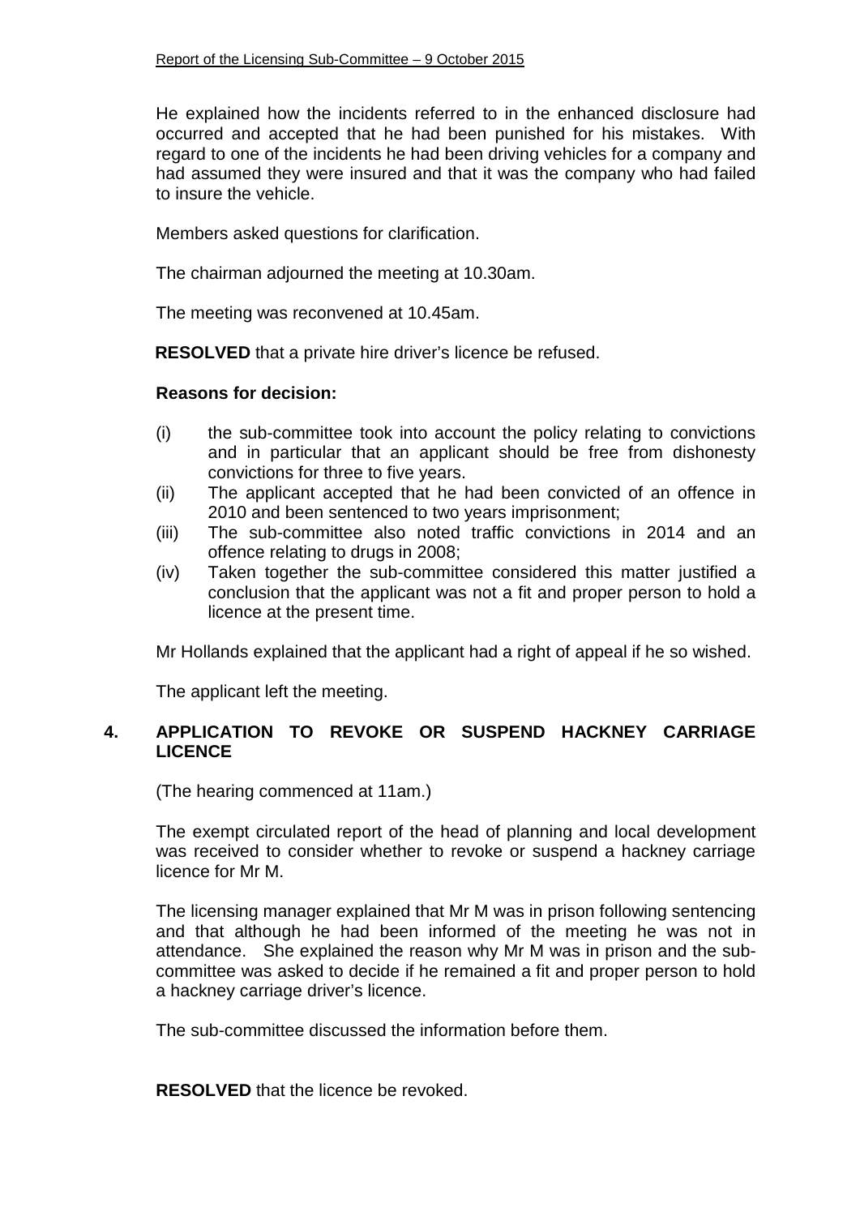He explained how the incidents referred to in the enhanced disclosure had occurred and accepted that he had been punished for his mistakes. With regard to one of the incidents he had been driving vehicles for a company and had assumed they were insured and that it was the company who had failed to insure the vehicle.

Members asked questions for clarification.

The chairman adjourned the meeting at 10.30am.

The meeting was reconvened at 10.45am.

**RESOLVED** that a private hire driver's licence be refused.

**Reasons for decision:**

(i) the sub-committee took into account the policy relating to convictions and in particular that an applicant should be free from dishonesty convictions for three to five years.
(ii) The applicant accepted that he had been convicted of an offence in 2010 and been sentenced to two years imprisonment;
(iii) The sub-committee also noted traffic convictions in 2014 and an offence relating to drugs in 2008;
(iv) Taken together the sub-committee considered this matter justified a conclusion that the applicant was not a fit and proper person to hold a licence at the present time.

Mr Hollands explained that the applicant had a right of appeal if he so wished.

The applicant left the meeting.

## 4. APPLICATION TO REVOKE OR SUSPEND HACKNEY CARRIAGE LICENCE

(The hearing commenced at 11am.)

The exempt circulated report of the head of planning and local development was received to consider whether to revoke or suspend a hackney carriage licence for Mr M.

The licensing manager explained that Mr M was in prison following sentencing and that although he had been informed of the meeting he was not in attendance. She explained the reason why Mr M was in prison and the sub-committee was asked to decide if he remained a fit and proper person to hold a hackney carriage driver's licence.

The sub-committee discussed the information before them.

**RESOLVED** that the licence be revoked.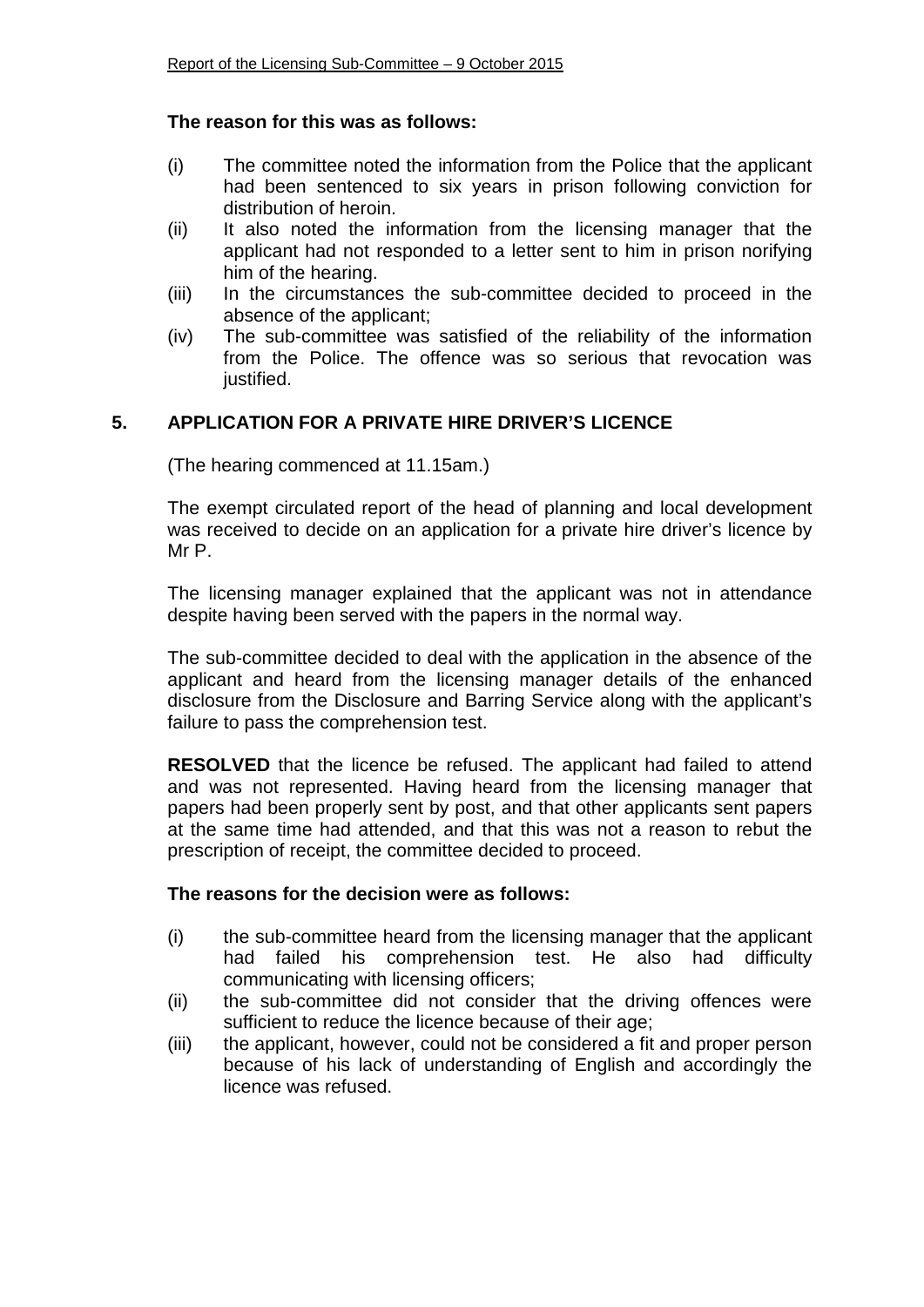**The reason for this was as follows:**

(i) The committee noted the information from the Police that the applicant had been sentenced to six years in prison following conviction for distribution of heroin.
(ii) It also noted the information from the licensing manager that the applicant had not responded to a letter sent to him in prison norifying him of the hearing.
(iii) In the circumstances the sub-committee decided to proceed in the absence of the applicant;
(iv) The sub-committee was satisfied of the reliability of the information from the Police. The offence was so serious that revocation was justified.

## 5. APPLICATION FOR A PRIVATE HIRE DRIVER'S LICENCE

(The hearing commenced at 11.15am.)

The exempt circulated report of the head of planning and local development was received to decide on an application for a private hire driver's licence by Mr P.

The licensing manager explained that the applicant was not in attendance despite having been served with the papers in the normal way.

The sub-committee decided to deal with the application in the absence of the applicant and heard from the licensing manager details of the enhanced disclosure from the Disclosure and Barring Service along with the applicant's failure to pass the comprehension test.

**RESOLVED** that the licence be refused. The applicant had failed to attend and was not represented. Having heard from the licensing manager that papers had been properly sent by post, and that other applicants sent papers at the same time had attended, and that this was not a reason to rebut the prescription of receipt, the committee decided to proceed.

**The reasons for the decision were as follows:**

(i) the sub-committee heard from the licensing manager that the applicant had failed his comprehension test. He also had difficulty communicating with licensing officers;
(ii) the sub-committee did not consider that the driving offences were sufficient to reduce the licence because of their age;
(iii) the applicant, however, could not be considered a fit and proper person because of his lack of understanding of English and accordingly the licence was refused.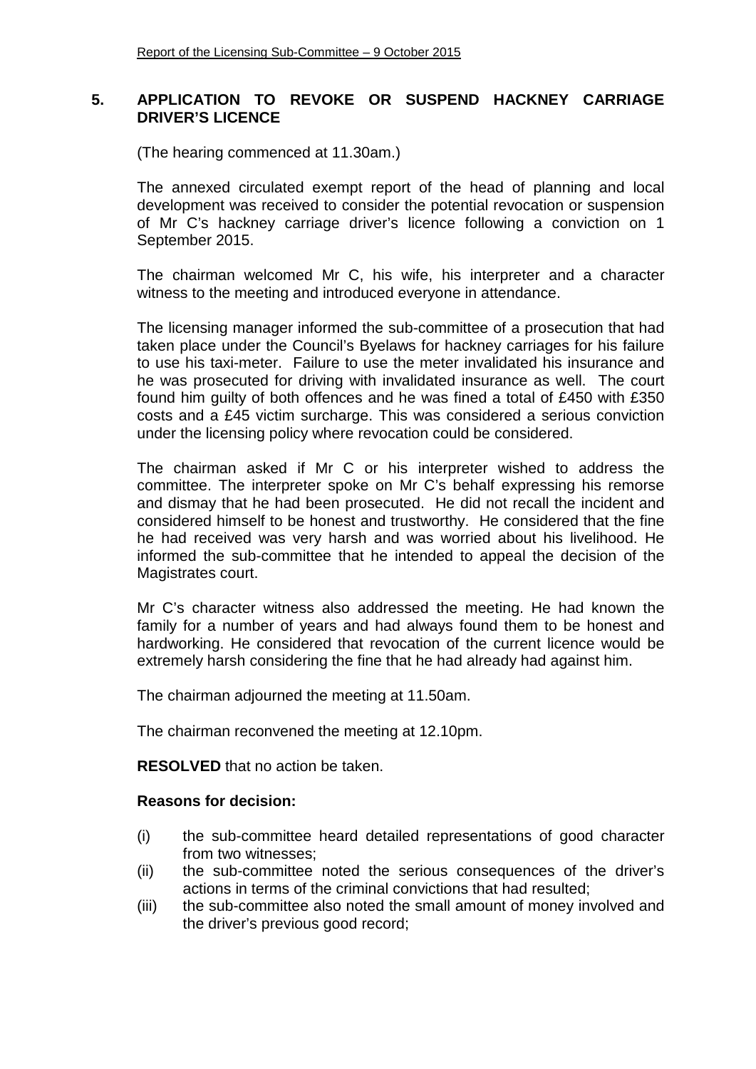## 5. APPLICATION TO REVOKE OR SUSPEND HACKNEY CARRIAGE DRIVER'S LICENCE

(The hearing commenced at 11.30am.)

The annexed circulated exempt report of the head of planning and local development was received to consider the potential revocation or suspension of Mr C's hackney carriage driver's licence following a conviction on 1 September 2015.

The chairman welcomed Mr C, his wife, his interpreter and a character witness to the meeting and introduced everyone in attendance.

The licensing manager informed the sub-committee of a prosecution that had taken place under the Council's Byelaws for hackney carriages for his failure to use his taxi-meter. Failure to use the meter invalidated his insurance and he was prosecuted for driving with invalidated insurance as well. The court found him guilty of both offences and he was fined a total of £450 with £350 costs and a £45 victim surcharge. This was considered a serious conviction under the licensing policy where revocation could be considered.

The chairman asked if Mr C or his interpreter wished to address the committee. The interpreter spoke on Mr C's behalf expressing his remorse and dismay that he had been prosecuted. He did not recall the incident and considered himself to be honest and trustworthy. He considered that the fine he had received was very harsh and was worried about his livelihood. He informed the sub-committee that he intended to appeal the decision of the Magistrates court.

Mr C's character witness also addressed the meeting. He had known the family for a number of years and had always found them to be honest and hardworking. He considered that revocation of the current licence would be extremely harsh considering the fine that he had already had against him.

The chairman adjourned the meeting at 11.50am.

The chairman reconvened the meeting at 12.10pm.

**RESOLVED** that no action be taken.

**Reasons for decision:**

(i) the sub-committee heard detailed representations of good character from two witnesses;

(ii) the sub-committee noted the serious consequences of the driver's actions in terms of the criminal convictions that had resulted;

(iii) the sub-committee also noted the small amount of money involved and the driver's previous good record;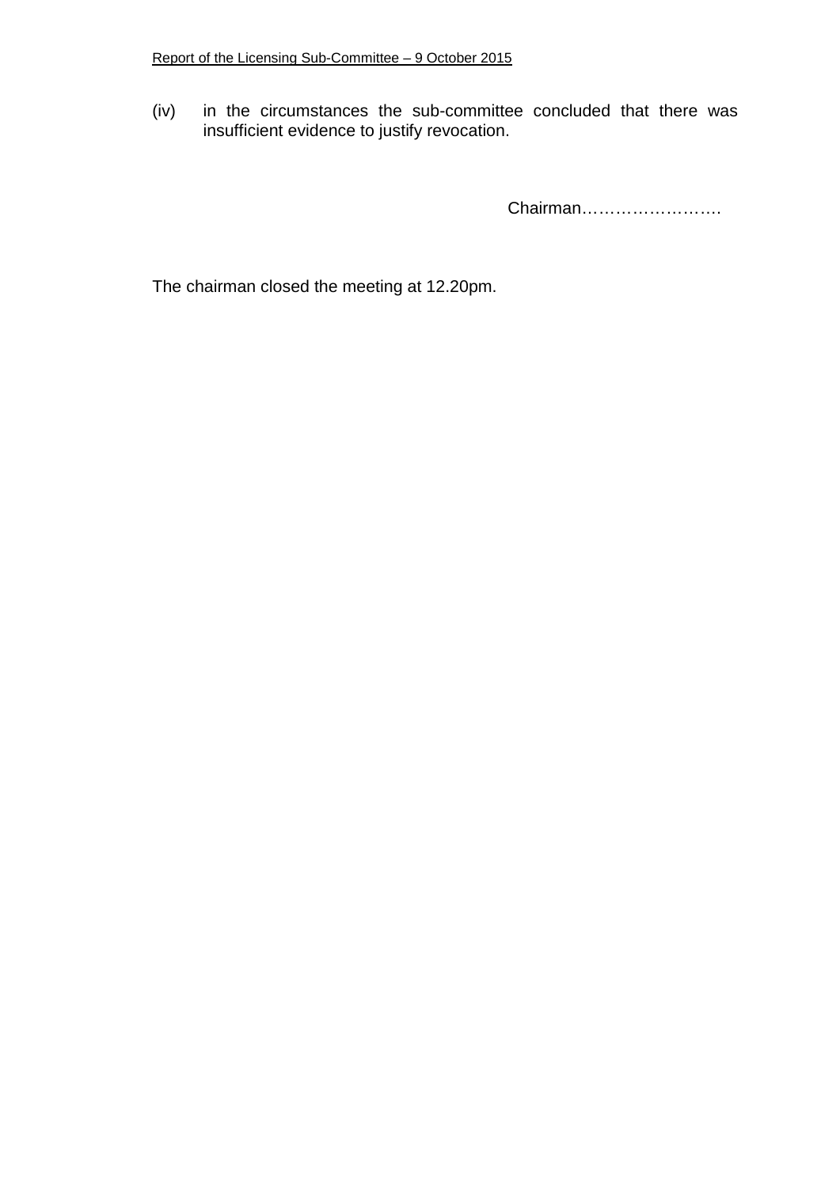(iv) in the circumstances the sub-committee concluded that there was insufficient evidence to justify revocation.

Chairman…………………….

The chairman closed the meeting at 12.20pm.